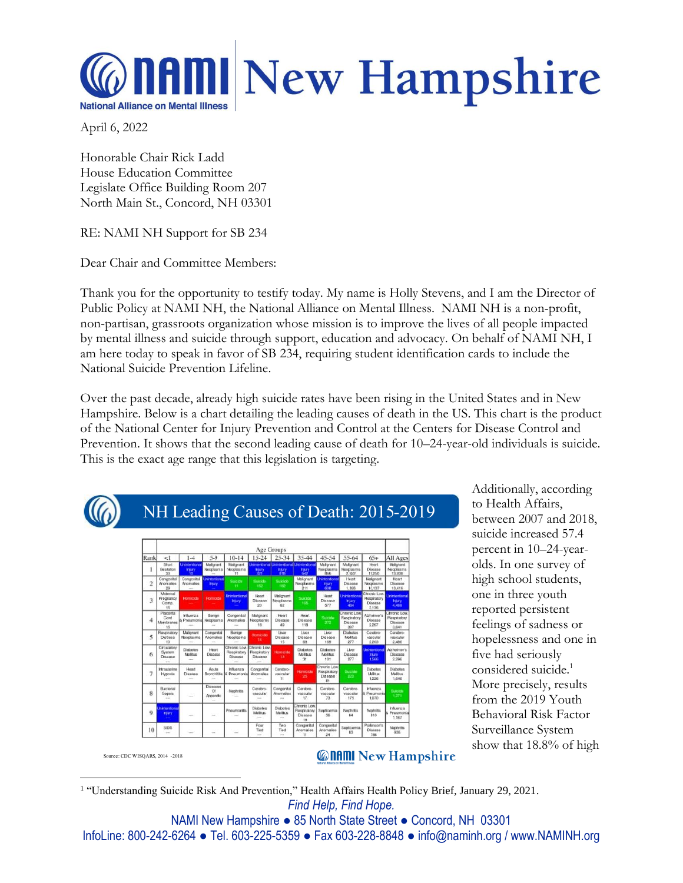# NAMI New Hampshire

National Alliance on Mental Illness

April 6, 2022

Honorable Chair Rick Ladd
House Education Committee
Legislate Office Building Room 207
North Main St., Concord, NH 03301

RE: NAMI NH Support for SB 234

Dear Chair and Committee Members:

Thank you for the opportunity to testify today. My name is Holly Stevens, and I am the Director of Public Policy at NAMI NH, the National Alliance on Mental Illness. NAMI NH is a non-profit, non-partisan, grassroots organization whose mission is to improve the lives of all people impacted by mental illness and suicide through support, education and advocacy. On behalf of NAMI NH, I am here today to speak in favor of SB 234, requiring student identification cards to include the National Suicide Prevention Lifeline.

Over the past decade, already high suicide rates have been rising in the United States and in New Hampshire. Below is a chart detailing the leading causes of death in the US. This chart is the product of the National Center for Injury Prevention and Control at the Centers for Disease Control and Prevention. It shows that the second leading cause of death for 10–24-year-old individuals is suicide. This is the exact age range that this legislation is targeting.

**NH Leading Causes of Death: 2015-2019**

| Rank | <1 | 1-4 | 5-9 | 10-14 | 15-24 | 25-34 | 35-44 | 45-54 | 55-64 | 65+ | All Ages |
|---|---|---|---|---|---|---|---|---|---|---|---|
| 1 | Short Gestation 33 | Unintentional Injury 10 | Malignant Neoplasms — | Malignant Neoplasms 11 | Unintentional Injury 321 | Unintentional Injury 816 | Unintentional Injury 542 | Malignant Neoplasms 898 | Malignant Neoplasms 2,922 | Heart Disease 11,250 | Malignant Neoplasms 13,938 |
| 2 | Congenital Anomalies 29 | Congenital Anomalies — | Unintentional Injury — | Suicide 11 | Suicide 152 | Suicide 182 | Malignant Neoplasms 211 | Unintentional Injury 616 | Heart Disease 1,395 | Malignant Neoplasms 10,137 | Heart Disease 13,416 |
| 3 | Maternal Pregnancy Comp. 15 | Homicide — | Homicide — | Unintentional Injury — | Heart Disease 20 | Malignant Neoplasms 62 | Suicide 165 | Heart Disease 577 | Unintentional Injury 484 | Chronic Low. Respiratory Disease 3,136 | Unintentional Injury 4,489 |
| 4 | Placenta Cord Membranes 15 | Influenza & Pneumonia — | Benign Neoplasms — | Congenital Anomalies — | Malignant Neoplasms 18 | Heart Disease 49 | Heart Disease 118 | Suicide 272 | Chronic Low. Respiratory Disease 397 | Alzheimer's Disease 2,267 | Chronic Low. Respiratory Disease 3,641 |
| 5 | Respiratory Distress 10 | Malignant Neoplasms — | Congenital Anomalies — | Benign Neoplasms — | Homicide 14 | Liver Disease 15 | Liver Disease 60 | Liver Disease 169 | Diabetes Mellitus 277 | Cerebro-vascular 2,203 | Cerebro-vascular 2,486 |
| 6 | Circulatory System Disease — | Diabetes Mellitus — | Heart Disease — | Chronic Low. Respiratory Disease — | Chronic Low. Respiratory Disease — | Homicide 13 | Diabetes Mellitus 31 | Diabetes Mellitus 131 | Liver Disease 277 | Unintentional Injury 1,566 | Alzheimer's Disease 2,296 |
| 7 | Intrauterine Hypoxia — | Heart Disease — | Acute Bronchitis — | Influenza & Pneumonia — | Congenital Anomalies — | Cerebro-vascular 11 | Homicide 25 | Chronic Low. Respiratory Disease 81 | Suicide 223 | Diabetes Mellitus 1,226 | Diabetes Mellitus 1,646 |
| 8 | Bacterial Sepsis — | — | Diseases Of Appendix — | Nephritis — | Cerebro-vascular — | Congenital Anomalies — | Cerebro-vascular 17 | Cerebro-vascular 73 | Cerebro-vascular 175 | Influenza & Pneumonia 1,010 | Suicide 1,271 |
| 9 | Unintentional Injury — | — | — | Pneumonitis — | Diabetes Mellitus — | Diabetes Mellitus — | Chronic Low. Respiratory Disease 16 | Septicemia 36 | Nephritis 64 | Nephritis 810 | Influenza & Pneumonia 1,157 |
| 10 | SIDS — | — | — | — | Four Tied — | Two Tied — | Congenital Anomalies 11 | Congenital Anomalies 24 | Septicemia 63 | Parkinson's Disease 786 | Nephritis 926 |

Source: CDC WISQARS, 2014 -2018

Additionally, according to Health Affairs, between 2007 and 2018, suicide increased 57.4 percent in 10–24-year-olds. In one survey of high school students, one in three youth reported persistent feelings of sadness or hopelessness and one in five had seriously considered suicide.[1] More precisely, results from the 2019 Youth Behavioral Risk Factor Surveillance System show that 18.8% of high

[1] "Understanding Suicide Risk And Prevention," Health Affairs Health Policy Brief, January 29, 2021.

*Find Help, Find Hope.*

NAMI New Hampshire ● 85 North State Street ● Concord, NH 03301
InfoLine: 800-242-6264 ● Tel. 603-225-5359 ● Fax 603-228-8848 ● info@naminh.org / www.NAMINH.org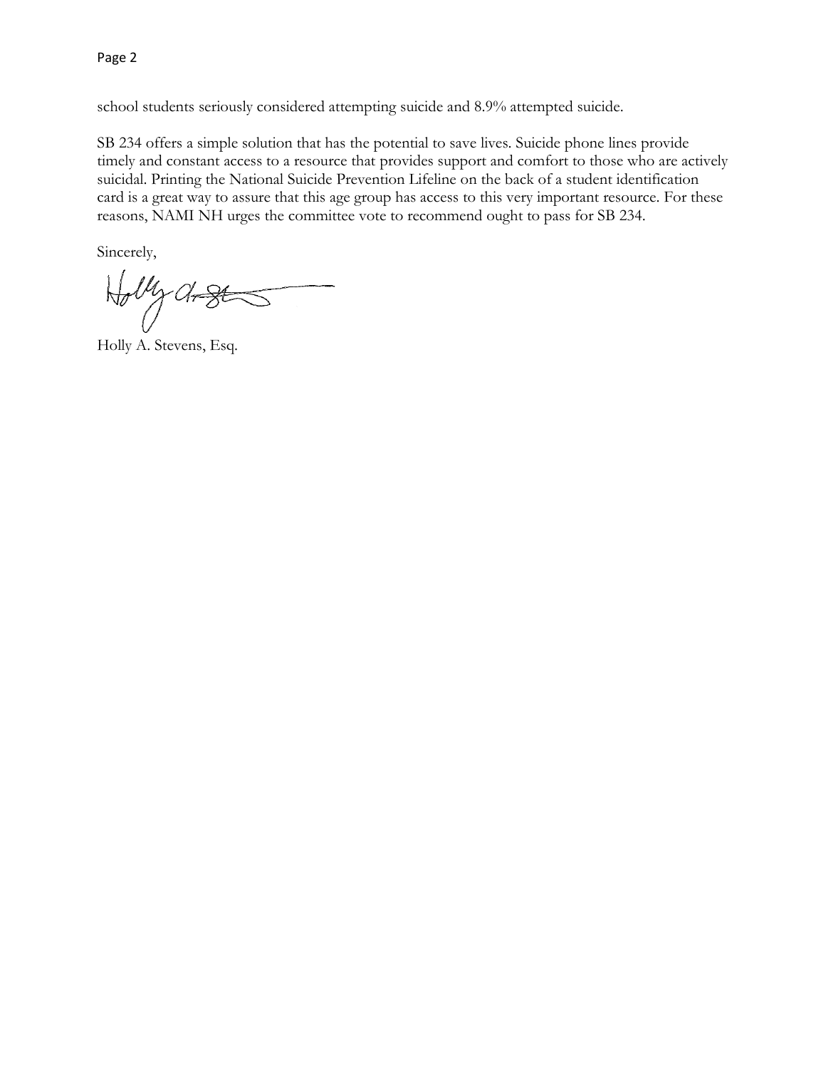school students seriously considered attempting suicide and 8.9% attempted suicide.

SB 234 offers a simple solution that has the potential to save lives. Suicide phone lines provide timely and constant access to a resource that provides support and comfort to those who are actively suicidal. Printing the National Suicide Prevention Lifeline on the back of a student identification card is a great way to assure that this age group has access to this very important resource. For these reasons, NAMI NH urges the committee vote to recommend ought to pass for SB 234.

Sincerely,

Holly A. Stevens, Esq.